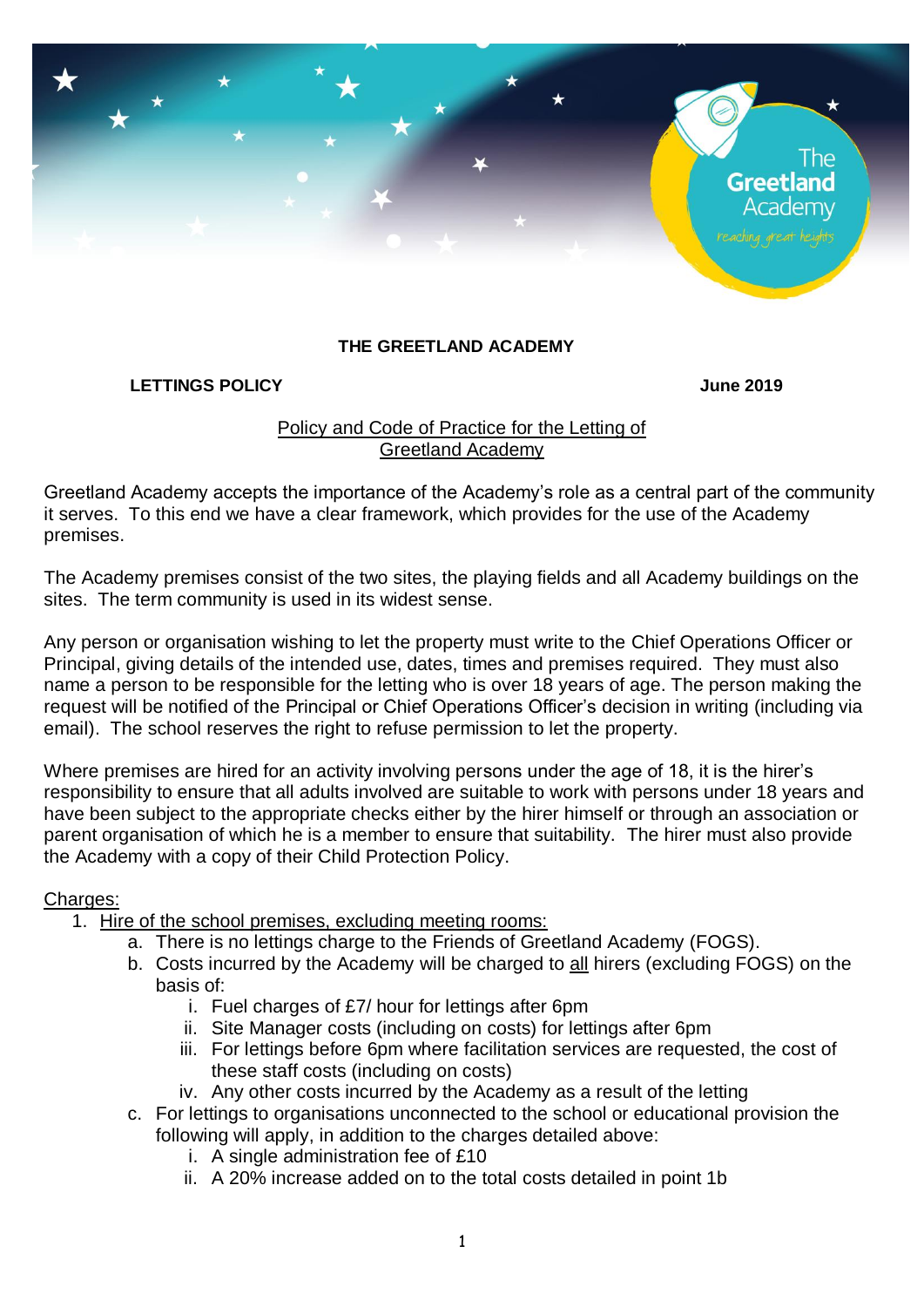# THE GREETLAND ACADEMY

**LETTINGS POLICY** **June 2019**

## Policy and Code of Practice for the Letting of Greetland Academy

Greetland Academy accepts the importance of the Academy's role as a central part of the community it serves. To this end we have a clear framework, which provides for the use of the Academy premises.

The Academy premises consist of the two sites, the playing fields and all Academy buildings on the sites. The term community is used in its widest sense.

Any person or organisation wishing to let the property must write to the Chief Operations Officer or Principal, giving details of the intended use, dates, times and premises required. They must also name a person to be responsible for the letting who is over 18 years of age. The person making the request will be notified of the Principal or Chief Operations Officer's decision in writing (including via email). The school reserves the right to refuse permission to let the property.

Where premises are hired for an activity involving persons under the age of 18, it is the hirer's responsibility to ensure that all adults involved are suitable to work with persons under 18 years and have been subject to the appropriate checks either by the hirer himself or through an association or parent organisation of which he is a member to ensure that suitability. The hirer must also provide the Academy with a copy of their Child Protection Policy.

Charges:

1. Hire of the school premises, excluding meeting rooms:
   a. There is no lettings charge to the Friends of Greetland Academy (FOGS).
   b. Costs incurred by the Academy will be charged to all hirers (excluding FOGS) on the basis of:
      i. Fuel charges of £7/ hour for lettings after 6pm
      ii. Site Manager costs (including on costs) for lettings after 6pm
      iii. For lettings before 6pm where facilitation services are requested, the cost of these staff costs (including on costs)
      iv. Any other costs incurred by the Academy as a result of the letting
   c. For lettings to organisations unconnected to the school or educational provision the following will apply, in addition to the charges detailed above:
      i. A single administration fee of £10
      ii. A 20% increase added on to the total costs detailed in point 1b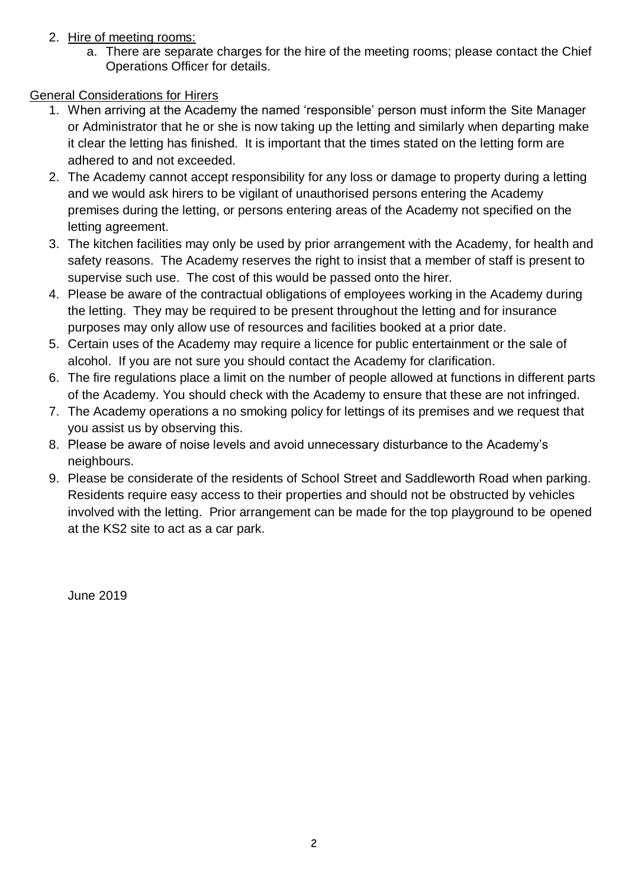2. Hire of meeting rooms:
    a. There are separate charges for the hire of the meeting rooms; please contact the Chief Operations Officer for details.

General Considerations for Hirers

1. When arriving at the Academy the named 'responsible' person must inform the Site Manager or Administrator that he or she is now taking up the letting and similarly when departing make it clear the letting has finished. It is important that the times stated on the letting form are adhered to and not exceeded.
2. The Academy cannot accept responsibility for any loss or damage to property during a letting and we would ask hirers to be vigilant of unauthorised persons entering the Academy premises during the letting, or persons entering areas of the Academy not specified on the letting agreement.
3. The kitchen facilities may only be used by prior arrangement with the Academy, for health and safety reasons. The Academy reserves the right to insist that a member of staff is present to supervise such use. The cost of this would be passed onto the hirer.
4. Please be aware of the contractual obligations of employees working in the Academy during the letting. They may be required to be present throughout the letting and for insurance purposes may only allow use of resources and facilities booked at a prior date.
5. Certain uses of the Academy may require a licence for public entertainment or the sale of alcohol. If you are not sure you should contact the Academy for clarification.
6. The fire regulations place a limit on the number of people allowed at functions in different parts of the Academy. You should check with the Academy to ensure that these are not infringed.
7. The Academy operations a no smoking policy for lettings of its premises and we request that you assist us by observing this.
8. Please be aware of noise levels and avoid unnecessary disturbance to the Academy's neighbours.
9. Please be considerate of the residents of School Street and Saddleworth Road when parking. Residents require easy access to their properties and should not be obstructed by vehicles involved with the letting. Prior arrangement can be made for the top playground to be opened at the KS2 site to act as a car park.

June 2019